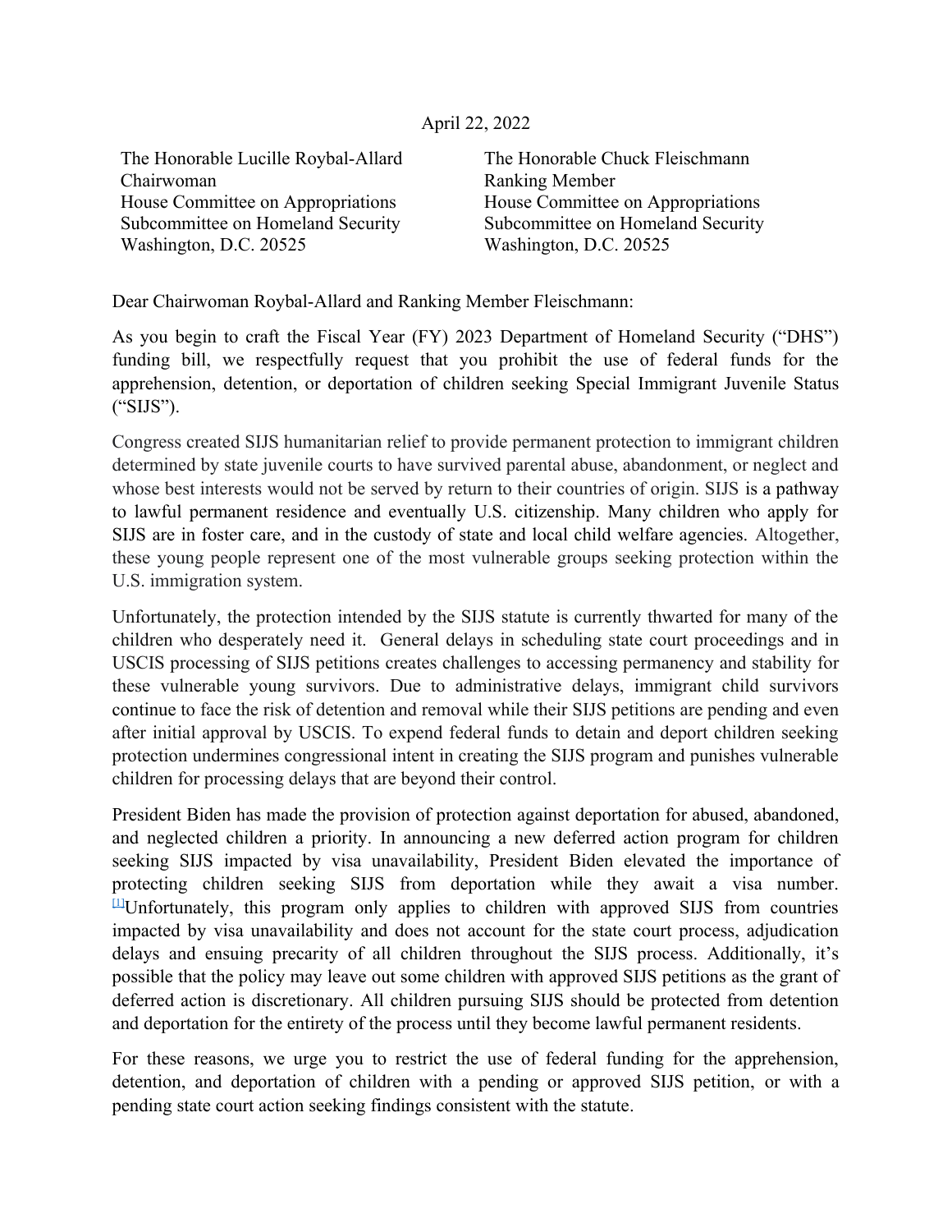April 22, 2022

The Honorable Lucille Roybal-Allard
Chairwoman
House Committee on Appropriations
Subcommittee on Homeland Security
Washington, D.C. 20525

The Honorable Chuck Fleischmann
Ranking Member
House Committee on Appropriations
Subcommittee on Homeland Security
Washington, D.C. 20525

Dear Chairwoman Roybal-Allard and Ranking Member Fleischmann:

As you begin to craft the Fiscal Year (FY) 2023 Department of Homeland Security ("DHS") funding bill, we respectfully request that you prohibit the use of federal funds for the apprehension, detention, or deportation of children seeking Special Immigrant Juvenile Status ("SIJS").

Congress created SIJS humanitarian relief to provide permanent protection to immigrant children determined by state juvenile courts to have survived parental abuse, abandonment, or neglect and whose best interests would not be served by return to their countries of origin. SIJS is a pathway to lawful permanent residence and eventually U.S. citizenship. Many children who apply for SIJS are in foster care, and in the custody of state and local child welfare agencies. Altogether, these young people represent one of the most vulnerable groups seeking protection within the U.S. immigration system.

Unfortunately, the protection intended by the SIJS statute is currently thwarted for many of the children who desperately need it. General delays in scheduling state court proceedings and in USCIS processing of SIJS petitions creates challenges to accessing permanency and stability for these vulnerable young survivors. Due to administrative delays, immigrant child survivors continue to face the risk of detention and removal while their SIJS petitions are pending and even after initial approval by USCIS. To expend federal funds to detain and deport children seeking protection undermines congressional intent in creating the SIJS program and punishes vulnerable children for processing delays that are beyond their control.

President Biden has made the provision of protection against deportation for abused, abandoned, and neglected children a priority. In announcing a new deferred action program for children seeking SIJS impacted by visa unavailability, President Biden elevated the importance of protecting children seeking SIJS from deportation while they await a visa number.[1] Unfortunately, this program only applies to children with approved SIJS from countries impacted by visa unavailability and does not account for the state court process, adjudication delays and ensuing precarity of all children throughout the SIJS process. Additionally, it's possible that the policy may leave out some children with approved SIJS petitions as the grant of deferred action is discretionary. All children pursuing SIJS should be protected from detention and deportation for the entirety of the process until they become lawful permanent residents.

For these reasons, we urge you to restrict the use of federal funding for the apprehension, detention, and deportation of children with a pending or approved SIJS petition, or with a pending state court action seeking findings consistent with the statute.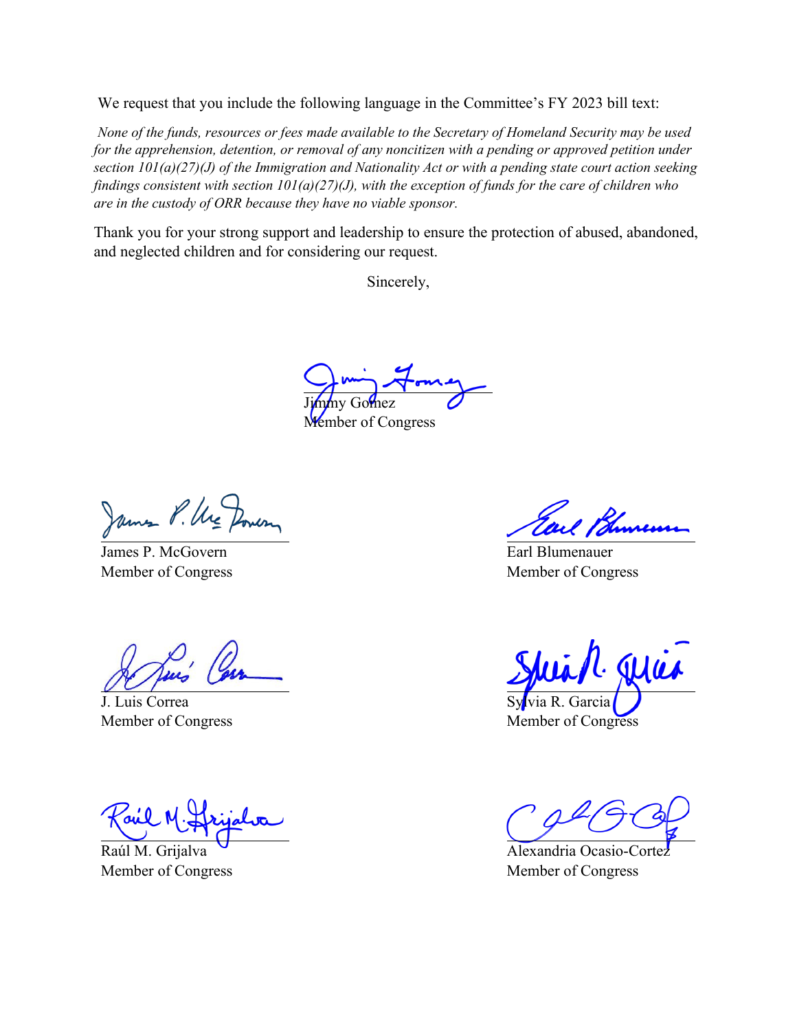We request that you include the following language in the Committee's FY 2023 bill text:

*None of the funds, resources or fees made available to the Secretary of Homeland Security may be used for the apprehension, detention, or removal of any noncitizen with a pending or approved petition under section 101(a)(27)(J) of the Immigration and Nationality Act or with a pending state court action seeking findings consistent with section 101(a)(27)(J), with the exception of funds for the care of children who are in the custody of ORR because they have no viable sponsor.*

Thank you for your strong support and leadership to ensure the protection of abused, abandoned, and neglected children and for considering our request.

Sincerely,

Jimmy Gomez
Member of Congress

James P. McGovern
Member of Congress

Earl Blumenauer
Member of Congress

J. Luis Correa
Member of Congress

Sylvia R. Garcia
Member of Congress

Raúl M. Grijalva
Member of Congress

Alexandria Ocasio-Cortez
Member of Congress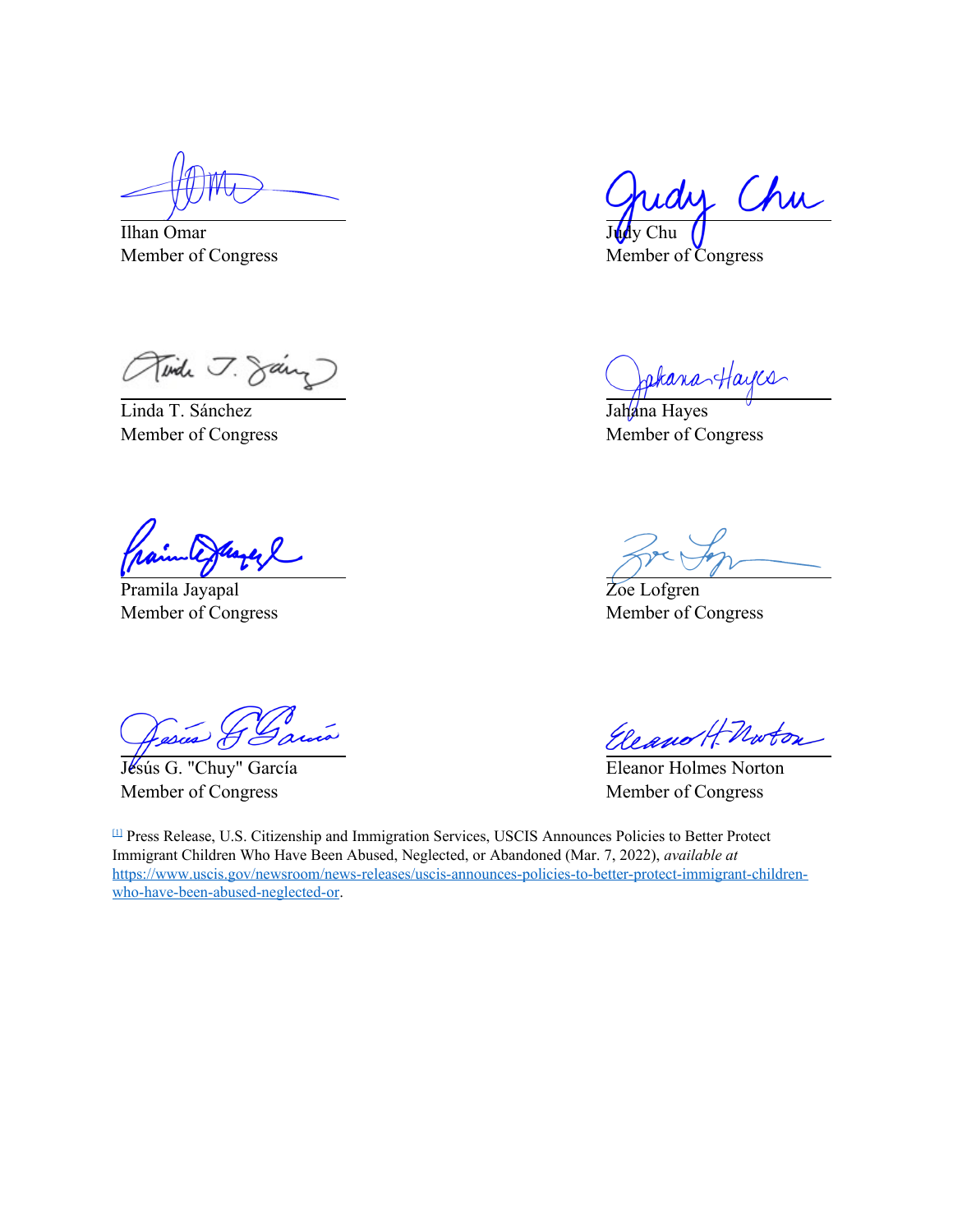Ilhan Omar
Member of Congress

Judy Chu
Member of Congress

Linda T. Sánchez
Member of Congress

Jahana Hayes
Member of Congress

Pramila Jayapal
Member of Congress

Zoe Lofgren
Member of Congress

Jesús G. "Chuy" García
Member of Congress

Eleanor Holmes Norton
Member of Congress

[1] Press Release, U.S. Citizenship and Immigration Services, USCIS Announces Policies to Better Protect Immigrant Children Who Have Been Abused, Neglected, or Abandoned (Mar. 7, 2022), *available at* https://www.uscis.gov/newsroom/news-releases/uscis-announces-policies-to-better-protect-immigrant-children-who-have-been-abused-neglected-or.